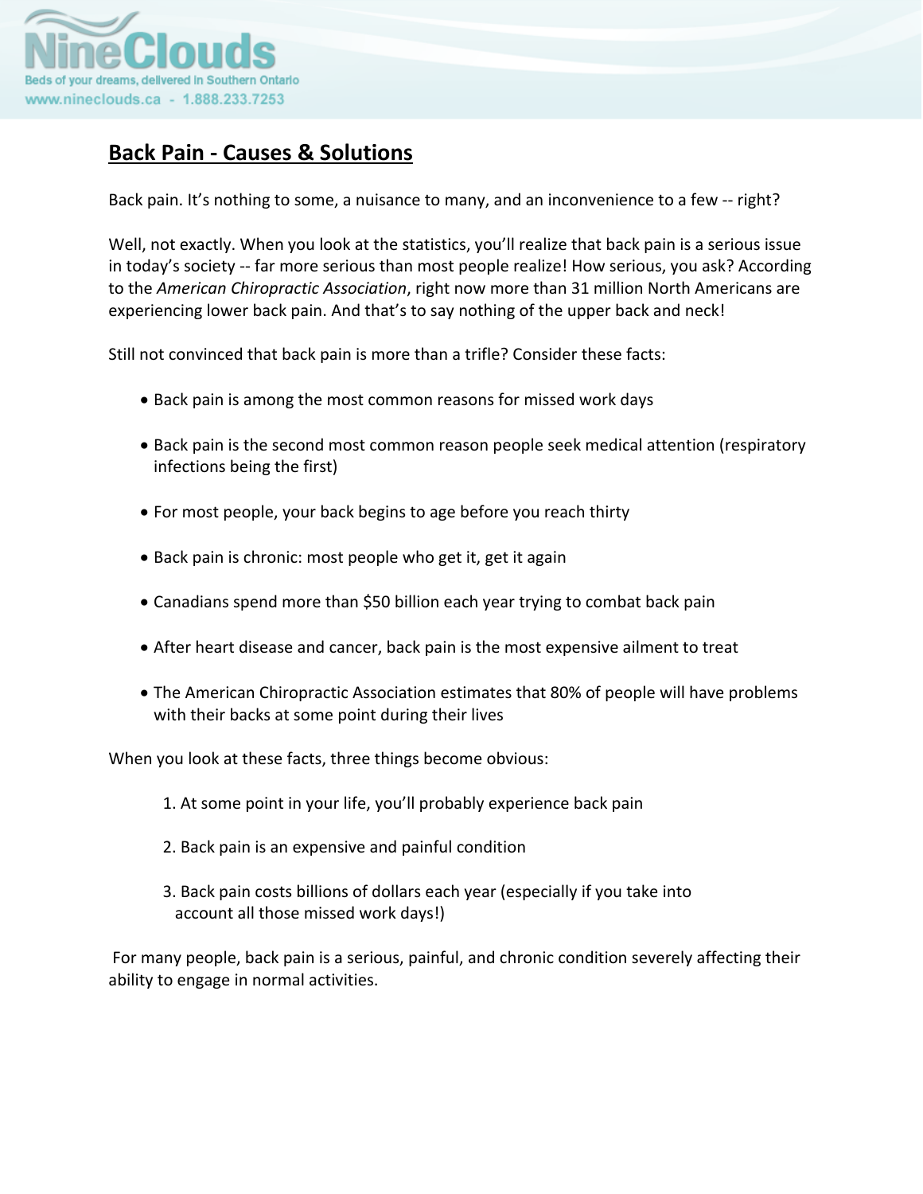NineClouds
Beds of your dreams, delivered in Southern Ontario
www.nineclouds.ca - 1.888.233.7253

# Back Pain - Causes & Solutions

Back pain. It's nothing to some, a nuisance to many, and an inconvenience to a few -- right?

Well, not exactly. When you look at the statistics, you'll realize that back pain is a serious issue in today's society -- far more serious than most people realize! How serious, you ask? According to the *American Chiropractic Association*, right now more than 31 million North Americans are experiencing lower back pain. And that's to say nothing of the upper back and neck!

Still not convinced that back pain is more than a trifle? Consider these facts:

- Back pain is among the most common reasons for missed work days
- Back pain is the second most common reason people seek medical attention (respiratory infections being the first)
- For most people, your back begins to age before you reach thirty
- Back pain is chronic: most people who get it, get it again
- Canadians spend more than $50 billion each year trying to combat back pain
- After heart disease and cancer, back pain is the most expensive ailment to treat
- The American Chiropractic Association estimates that 80% of people will have problems with their backs at some point during their lives

When you look at these facts, three things become obvious:

1. At some point in your life, you'll probably experience back pain
2. Back pain is an expensive and painful condition
3. Back pain costs billions of dollars each year (especially if you take into account all those missed work days!)

For many people, back pain is a serious, painful, and chronic condition severely affecting their ability to engage in normal activities.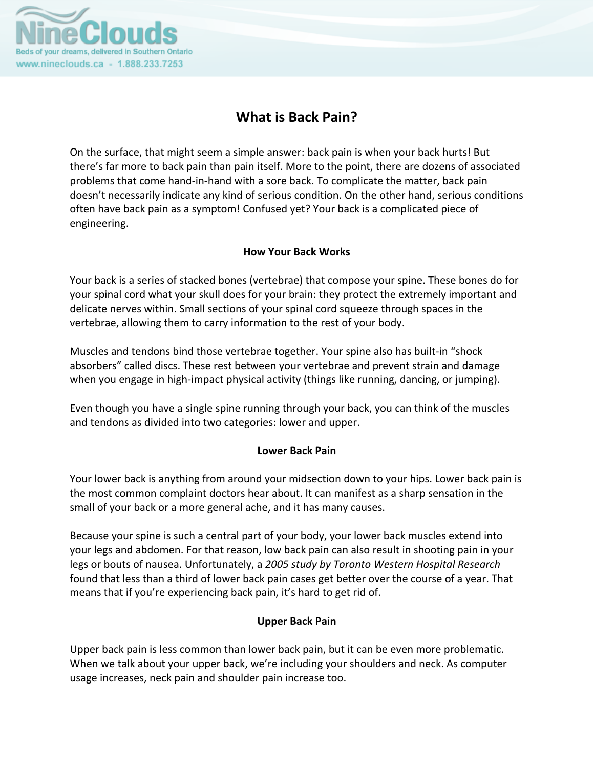# What is Back Pain?

On the surface, that might seem a simple answer: back pain is when your back hurts! But there's far more to back pain than pain itself. More to the point, there are dozens of associated problems that come hand-in-hand with a sore back. To complicate the matter, back pain doesn't necessarily indicate any kind of serious condition. On the other hand, serious conditions often have back pain as a symptom! Confused yet? Your back is a complicated piece of engineering.

## How Your Back Works

Your back is a series of stacked bones (vertebrae) that compose your spine. These bones do for your spinal cord what your skull does for your brain: they protect the extremely important and delicate nerves within. Small sections of your spinal cord squeeze through spaces in the vertebrae, allowing them to carry information to the rest of your body.

Muscles and tendons bind those vertebrae together. Your spine also has built-in "shock absorbers" called discs. These rest between your vertebrae and prevent strain and damage when you engage in high-impact physical activity (things like running, dancing, or jumping).

Even though you have a single spine running through your back, you can think of the muscles and tendons as divided into two categories: lower and upper.

## Lower Back Pain

Your lower back is anything from around your midsection down to your hips. Lower back pain is the most common complaint doctors hear about. It can manifest as a sharp sensation in the small of your back or a more general ache, and it has many causes.

Because your spine is such a central part of your body, your lower back muscles extend into your legs and abdomen. For that reason, low back pain can also result in shooting pain in your legs or bouts of nausea. Unfortunately, a *2005 study by Toronto Western Hospital Research* found that less than a third of lower back pain cases get better over the course of a year. That means that if you're experiencing back pain, it's hard to get rid of.

## Upper Back Pain

Upper back pain is less common than lower back pain, but it can be even more problematic. When we talk about your upper back, we're including your shoulders and neck. As computer usage increases, neck pain and shoulder pain increase too.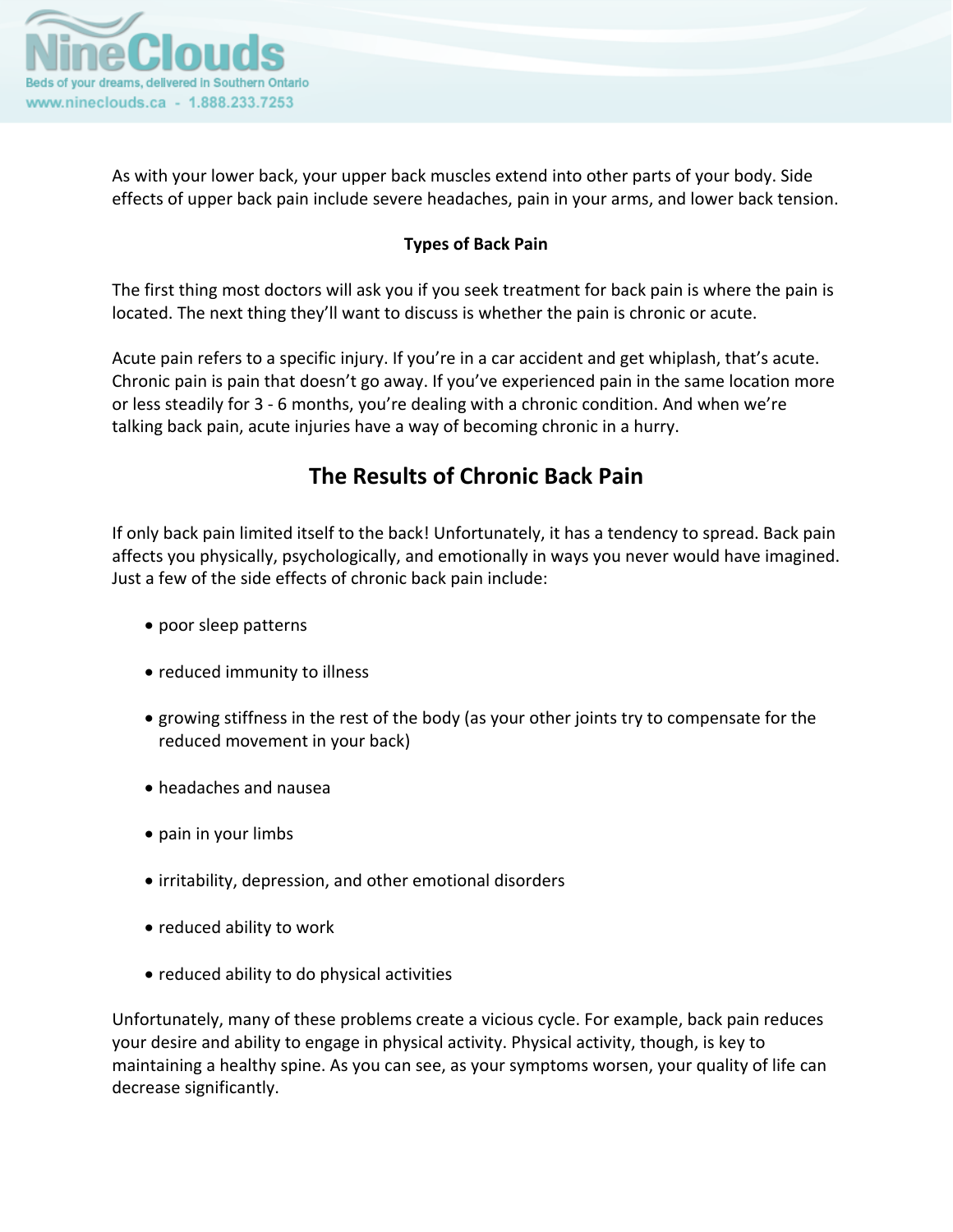As with your lower back, your upper back muscles extend into other parts of your body. Side effects of upper back pain include severe headaches, pain in your arms, and lower back tension.

**Types of Back Pain**

The first thing most doctors will ask you if you seek treatment for back pain is where the pain is located. The next thing they'll want to discuss is whether the pain is chronic or acute.

Acute pain refers to a specific injury. If you're in a car accident and get whiplash, that's acute. Chronic pain is pain that doesn't go away. If you've experienced pain in the same location more or less steadily for 3 - 6 months, you're dealing with a chronic condition. And when we're talking back pain, acute injuries have a way of becoming chronic in a hurry.

## The Results of Chronic Back Pain

If only back pain limited itself to the back! Unfortunately, it has a tendency to spread. Back pain affects you physically, psychologically, and emotionally in ways you never would have imagined. Just a few of the side effects of chronic back pain include:

- poor sleep patterns
- reduced immunity to illness
- growing stiffness in the rest of the body (as your other joints try to compensate for the reduced movement in your back)
- headaches and nausea
- pain in your limbs
- irritability, depression, and other emotional disorders
- reduced ability to work
- reduced ability to do physical activities

Unfortunately, many of these problems create a vicious cycle. For example, back pain reduces your desire and ability to engage in physical activity. Physical activity, though, is key to maintaining a healthy spine. As you can see, as your symptoms worsen, your quality of life can decrease significantly.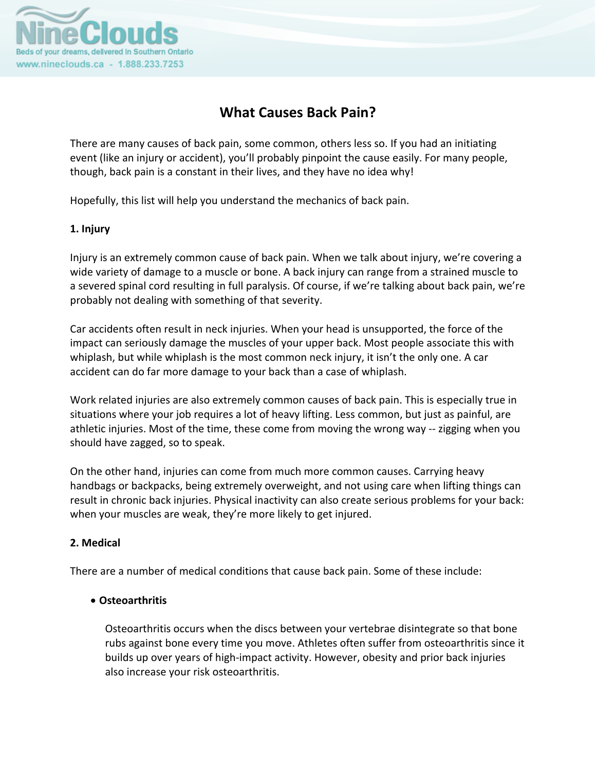# What Causes Back Pain?

There are many causes of back pain, some common, others less so. If you had an initiating event (like an injury or accident), you'll probably pinpoint the cause easily. For many people, though, back pain is a constant in their lives, and they have no idea why!

Hopefully, this list will help you understand the mechanics of back pain.

**1. Injury**

Injury is an extremely common cause of back pain. When we talk about injury, we're covering a wide variety of damage to a muscle or bone. A back injury can range from a strained muscle to a severed spinal cord resulting in full paralysis. Of course, if we're talking about back pain, we're probably not dealing with something of that severity.

Car accidents often result in neck injuries. When your head is unsupported, the force of the impact can seriously damage the muscles of your upper back. Most people associate this with whiplash, but while whiplash is the most common neck injury, it isn't the only one. A car accident can do far more damage to your back than a case of whiplash.

Work related injuries are also extremely common causes of back pain. This is especially true in situations where your job requires a lot of heavy lifting. Less common, but just as painful, are athletic injuries. Most of the time, these come from moving the wrong way -- zigging when you should have zagged, so to speak.

On the other hand, injuries can come from much more common causes. Carrying heavy handbags or backpacks, being extremely overweight, and not using care when lifting things can result in chronic back injuries. Physical inactivity can also create serious problems for your back: when your muscles are weak, they're more likely to get injured.

**2. Medical**

There are a number of medical conditions that cause back pain. Some of these include:

- **Osteoarthritis**

  Osteoarthritis occurs when the discs between your vertebrae disintegrate so that bone rubs against bone every time you move. Athletes often suffer from osteoarthritis since it builds up over years of high-impact activity. However, obesity and prior back injuries also increase your risk osteoarthritis.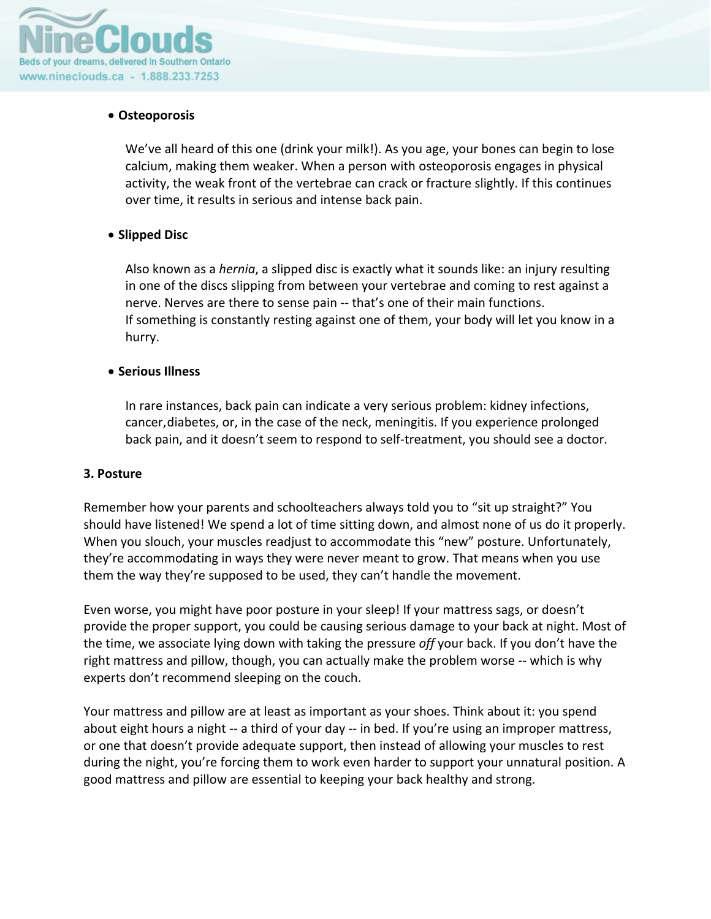- **Osteoporosis**

  We've all heard of this one (drink your milk!). As you age, your bones can begin to lose calcium, making them weaker. When a person with osteoporosis engages in physical activity, the weak front of the vertebrae can crack or fracture slightly. If this continues over time, it results in serious and intense back pain.

- **Slipped Disc**

  Also known as a *hernia*, a slipped disc is exactly what it sounds like: an injury resulting in one of the discs slipping from between your vertebrae and coming to rest against a nerve. Nerves are there to sense pain -- that's one of their main functions. If something is constantly resting against one of them, your body will let you know in a hurry.

- **Serious Illness**

  In rare instances, back pain can indicate a very serious problem: kidney infections, cancer,diabetes, or, in the case of the neck, meningitis. If you experience prolonged back pain, and it doesn't seem to respond to self-treatment, you should see a doctor.

### 3. Posture

Remember how your parents and schoolteachers always told you to "sit up straight?" You should have listened! We spend a lot of time sitting down, and almost none of us do it properly. When you slouch, your muscles readjust to accommodate this "new" posture. Unfortunately, they're accommodating in ways they were never meant to grow. That means when you use them the way they're supposed to be used, they can't handle the movement.

Even worse, you might have poor posture in your sleep! If your mattress sags, or doesn't provide the proper support, you could be causing serious damage to your back at night. Most of the time, we associate lying down with taking the pressure *off* your back. If you don't have the right mattress and pillow, though, you can actually make the problem worse -- which is why experts don't recommend sleeping on the couch.

Your mattress and pillow are at least as important as your shoes. Think about it: you spend about eight hours a night -- a third of your day -- in bed. If you're using an improper mattress, or one that doesn't provide adequate support, then instead of allowing your muscles to rest during the night, you're forcing them to work even harder to support your unnatural position. A good mattress and pillow are essential to keeping your back healthy and strong.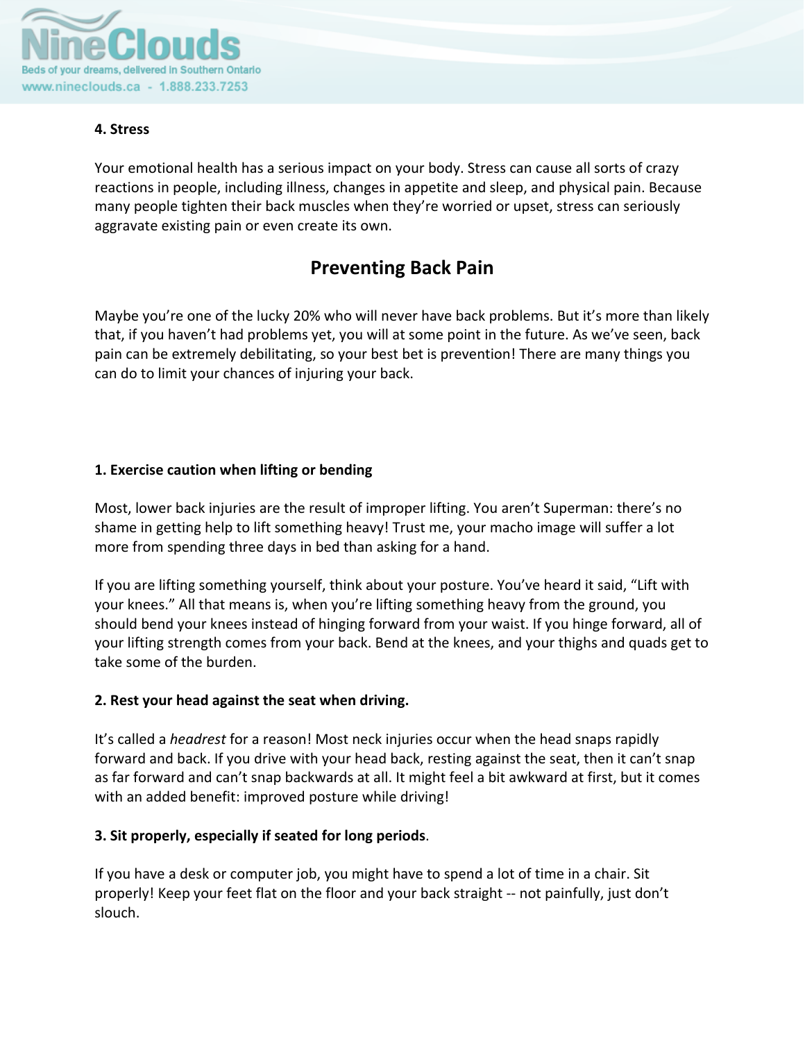**4. Stress**

Your emotional health has a serious impact on your body. Stress can cause all sorts of crazy reactions in people, including illness, changes in appetite and sleep, and physical pain. Because many people tighten their back muscles when they're worried or upset, stress can seriously aggravate existing pain or even create its own.

## Preventing Back Pain

Maybe you're one of the lucky 20% who will never have back problems. But it's more than likely that, if you haven't had problems yet, you will at some point in the future. As we've seen, back pain can be extremely debilitating, so your best bet is prevention! There are many things you can do to limit your chances of injuring your back.

**1. Exercise caution when lifting or bending**

Most, lower back injuries are the result of improper lifting. You aren't Superman: there's no shame in getting help to lift something heavy! Trust me, your macho image will suffer a lot more from spending three days in bed than asking for a hand.

If you are lifting something yourself, think about your posture. You've heard it said, "Lift with your knees." All that means is, when you're lifting something heavy from the ground, you should bend your knees instead of hinging forward from your waist. If you hinge forward, all of your lifting strength comes from your back. Bend at the knees, and your thighs and quads get to take some of the burden.

**2. Rest your head against the seat when driving.**

It's called a *headrest* for a reason! Most neck injuries occur when the head snaps rapidly forward and back. If you drive with your head back, resting against the seat, then it can't snap as far forward and can't snap backwards at all. It might feel a bit awkward at first, but it comes with an added benefit: improved posture while driving!

**3. Sit properly, especially if seated for long periods**.

If you have a desk or computer job, you might have to spend a lot of time in a chair. Sit properly! Keep your feet flat on the floor and your back straight -- not painfully, just don't slouch.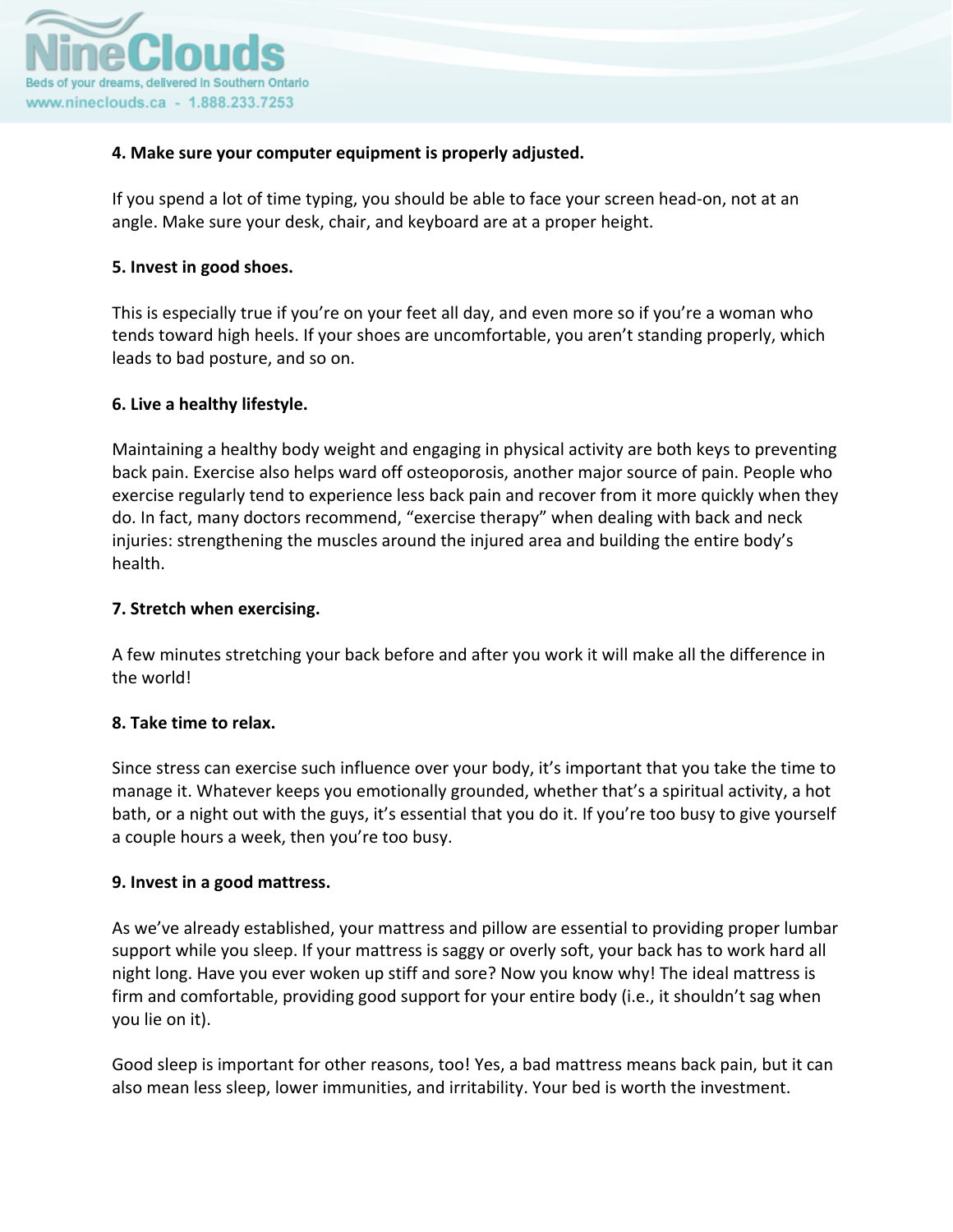**4. Make sure your computer equipment is properly adjusted.**

If you spend a lot of time typing, you should be able to face your screen head-on, not at an angle. Make sure your desk, chair, and keyboard are at a proper height.

**5. Invest in good shoes.**

This is especially true if you're on your feet all day, and even more so if you're a woman who tends toward high heels. If your shoes are uncomfortable, you aren't standing properly, which leads to bad posture, and so on.

**6. Live a healthy lifestyle.**

Maintaining a healthy body weight and engaging in physical activity are both keys to preventing back pain. Exercise also helps ward off osteoporosis, another major source of pain. People who exercise regularly tend to experience less back pain and recover from it more quickly when they do. In fact, many doctors recommend, "exercise therapy" when dealing with back and neck injuries: strengthening the muscles around the injured area and building the entire body's health.

**7. Stretch when exercising.**

A few minutes stretching your back before and after you work it will make all the difference in the world!

**8. Take time to relax.**

Since stress can exercise such influence over your body, it's important that you take the time to manage it. Whatever keeps you emotionally grounded, whether that's a spiritual activity, a hot bath, or a night out with the guys, it's essential that you do it. If you're too busy to give yourself a couple hours a week, then you're too busy.

**9. Invest in a good mattress.**

As we've already established, your mattress and pillow are essential to providing proper lumbar support while you sleep. If your mattress is saggy or overly soft, your back has to work hard all night long. Have you ever woken up stiff and sore? Now you know why! The ideal mattress is firm and comfortable, providing good support for your entire body (i.e., it shouldn't sag when you lie on it).

Good sleep is important for other reasons, too! Yes, a bad mattress means back pain, but it can also mean less sleep, lower immunities, and irritability. Your bed is worth the investment.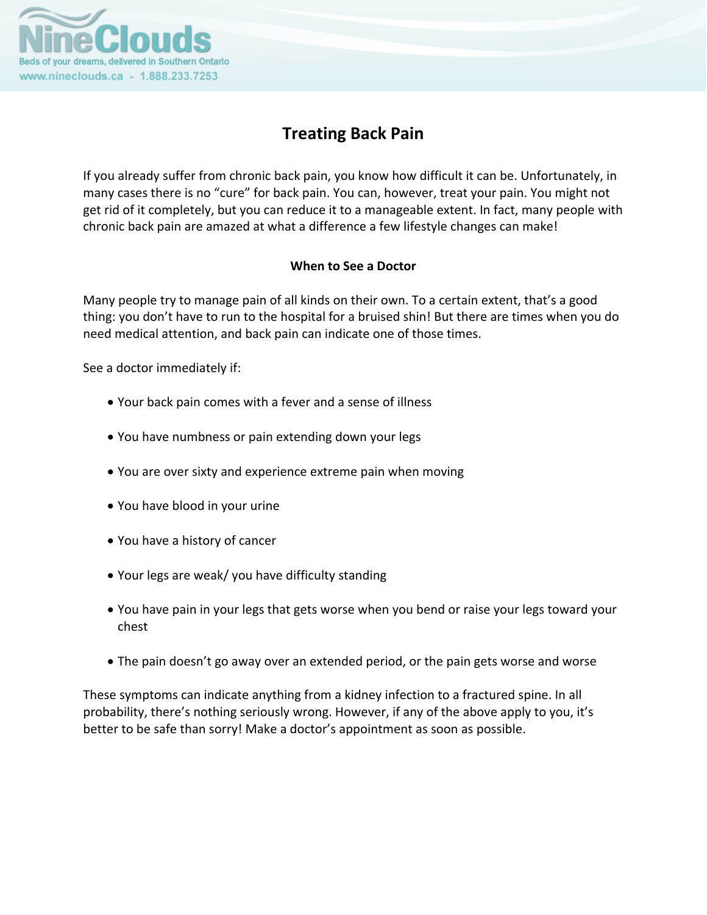# Treating Back Pain

If you already suffer from chronic back pain, you know how difficult it can be. Unfortunately, in many cases there is no “cure” for back pain. You can, however, treat your pain. You might not get rid of it completely, but you can reduce it to a manageable extent. In fact, many people with chronic back pain are amazed at what a difference a few lifestyle changes can make!

## When to See a Doctor

Many people try to manage pain of all kinds on their own. To a certain extent, that’s a good thing: you don’t have to run to the hospital for a bruised shin! But there are times when you do need medical attention, and back pain can indicate one of those times.

See a doctor immediately if:

- Your back pain comes with a fever and a sense of illness
- You have numbness or pain extending down your legs
- You are over sixty and experience extreme pain when moving
- You have blood in your urine
- You have a history of cancer
- Your legs are weak/ you have difficulty standing
- You have pain in your legs that gets worse when you bend or raise your legs toward your chest
- The pain doesn’t go away over an extended period, or the pain gets worse and worse

These symptoms can indicate anything from a kidney infection to a fractured spine. In all probability, there’s nothing seriously wrong. However, if any of the above apply to you, it’s better to be safe than sorry! Make a doctor’s appointment as soon as possible.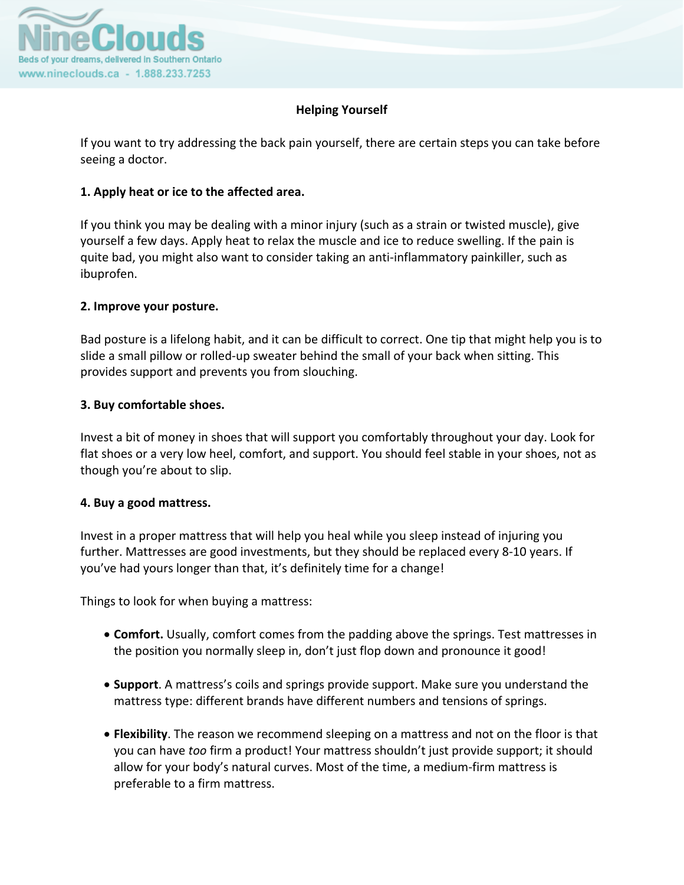## Helping Yourself

If you want to try addressing the back pain yourself, there are certain steps you can take before seeing a doctor.

**1. Apply heat or ice to the affected area.**

If you think you may be dealing with a minor injury (such as a strain or twisted muscle), give yourself a few days. Apply heat to relax the muscle and ice to reduce swelling. If the pain is quite bad, you might also want to consider taking an anti-inflammatory painkiller, such as ibuprofen.

**2. Improve your posture.**

Bad posture is a lifelong habit, and it can be difficult to correct. One tip that might help you is to slide a small pillow or rolled-up sweater behind the small of your back when sitting. This provides support and prevents you from slouching.

**3. Buy comfortable shoes.**

Invest a bit of money in shoes that will support you comfortably throughout your day. Look for flat shoes or a very low heel, comfort, and support. You should feel stable in your shoes, not as though you're about to slip.

**4. Buy a good mattress.**

Invest in a proper mattress that will help you heal while you sleep instead of injuring you further. Mattresses are good investments, but they should be replaced every 8-10 years. If you've had yours longer than that, it's definitely time for a change!

Things to look for when buying a mattress:

- **Comfort.** Usually, comfort comes from the padding above the springs. Test mattresses in the position you normally sleep in, don't just flop down and pronounce it good!
- **Support**. A mattress's coils and springs provide support. Make sure you understand the mattress type: different brands have different numbers and tensions of springs.
- **Flexibility**. The reason we recommend sleeping on a mattress and not on the floor is that you can have *too* firm a product! Your mattress shouldn't just provide support; it should allow for your body's natural curves. Most of the time, a medium-firm mattress is preferable to a firm mattress.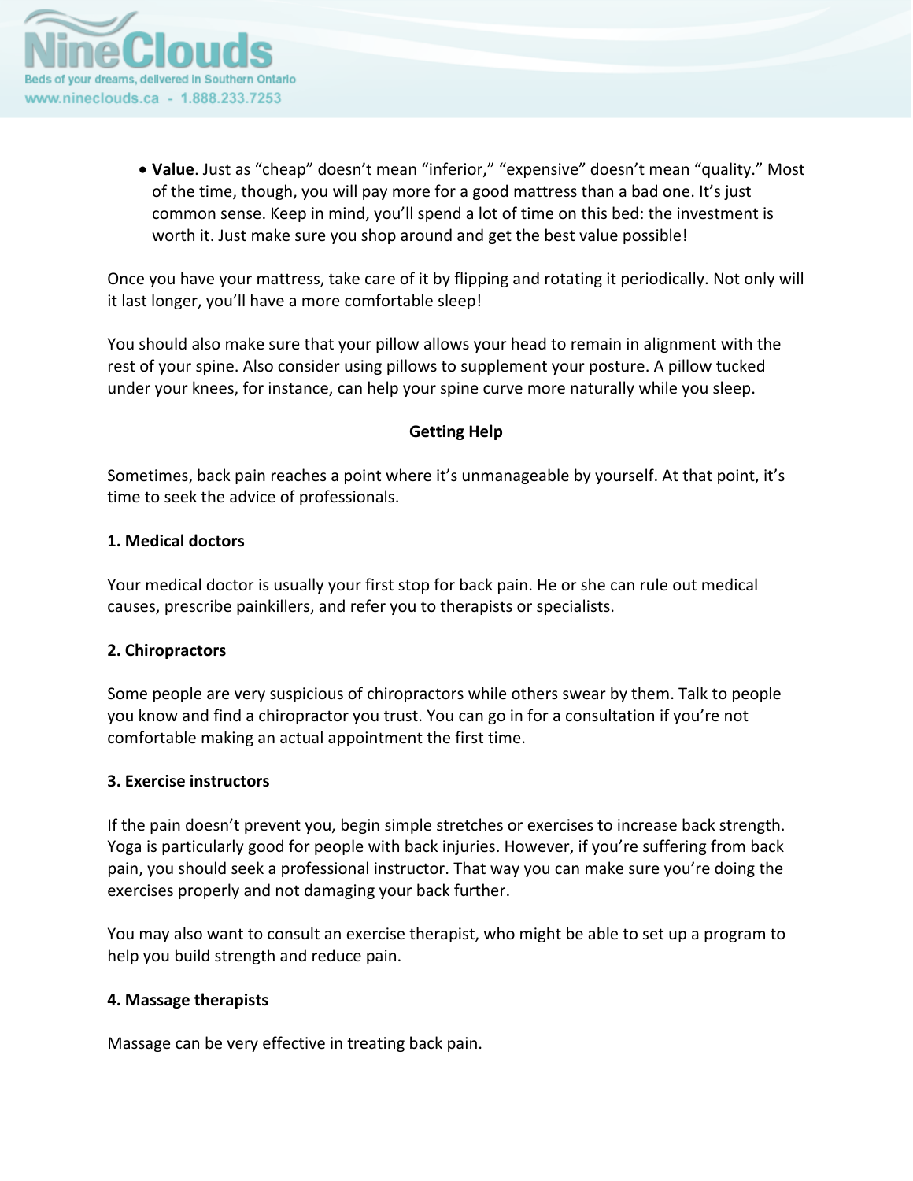- **Value**. Just as "cheap" doesn't mean "inferior," "expensive" doesn't mean "quality." Most of the time, though, you will pay more for a good mattress than a bad one. It's just common sense. Keep in mind, you'll spend a lot of time on this bed: the investment is worth it. Just make sure you shop around and get the best value possible!

Once you have your mattress, take care of it by flipping and rotating it periodically. Not only will it last longer, you'll have a more comfortable sleep!

You should also make sure that your pillow allows your head to remain in alignment with the rest of your spine. Also consider using pillows to supplement your posture. A pillow tucked under your knees, for instance, can help your spine curve more naturally while you sleep.

## Getting Help

Sometimes, back pain reaches a point where it's unmanageable by yourself. At that point, it's time to seek the advice of professionals.

### 1. Medical doctors

Your medical doctor is usually your first stop for back pain. He or she can rule out medical causes, prescribe painkillers, and refer you to therapists or specialists.

### 2. Chiropractors

Some people are very suspicious of chiropractors while others swear by them. Talk to people you know and find a chiropractor you trust. You can go in for a consultation if you're not comfortable making an actual appointment the first time.

### 3. Exercise instructors

If the pain doesn't prevent you, begin simple stretches or exercises to increase back strength. Yoga is particularly good for people with back injuries. However, if you're suffering from back pain, you should seek a professional instructor. That way you can make sure you're doing the exercises properly and not damaging your back further.

You may also want to consult an exercise therapist, who might be able to set up a program to help you build strength and reduce pain.

### 4. Massage therapists

Massage can be very effective in treating back pain.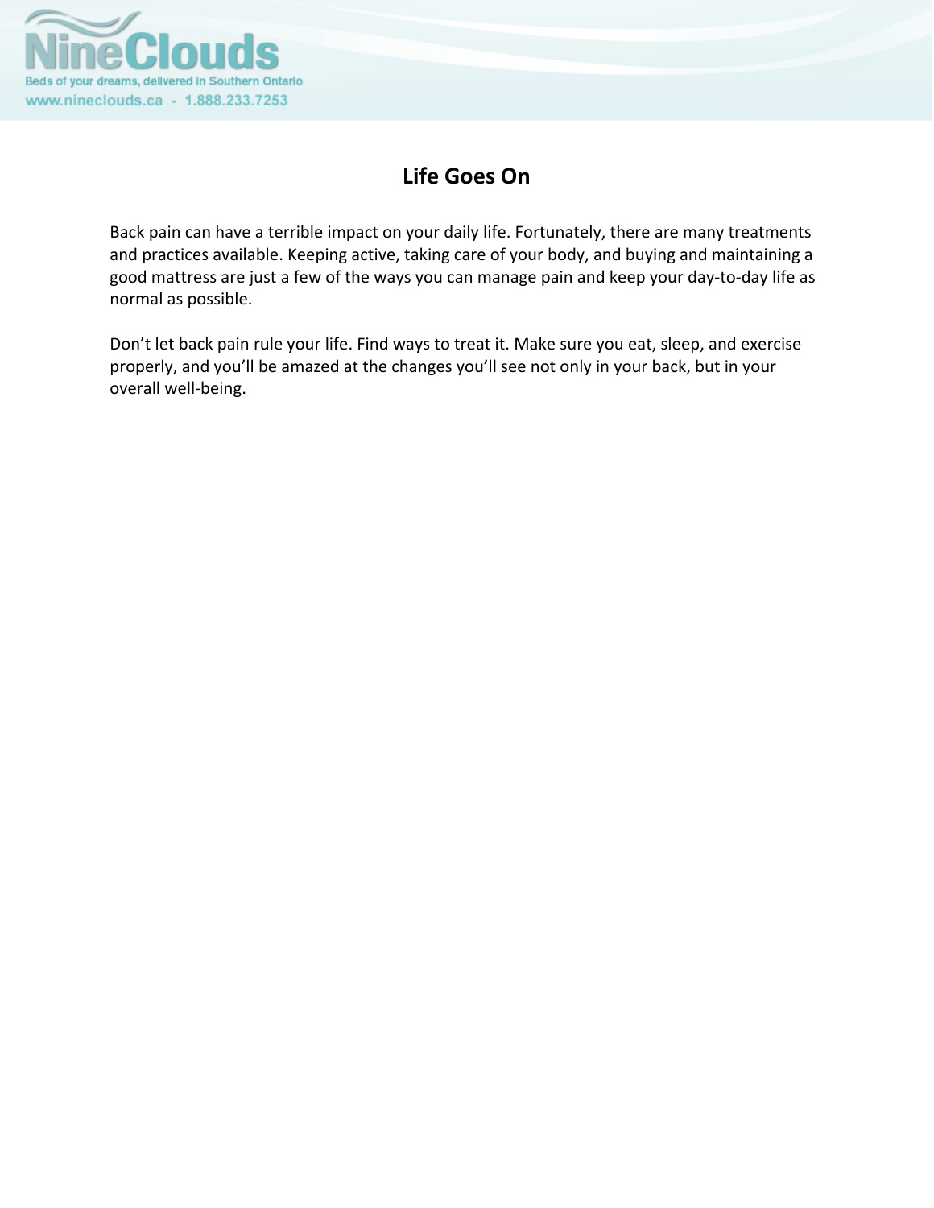## Life Goes On

Back pain can have a terrible impact on your daily life. Fortunately, there are many treatments and practices available. Keeping active, taking care of your body, and buying and maintaining a good mattress are just a few of the ways you can manage pain and keep your day-to-day life as normal as possible.

Don't let back pain rule your life. Find ways to treat it. Make sure you eat, sleep, and exercise properly, and you'll be amazed at the changes you'll see not only in your back, but in your overall well-being.